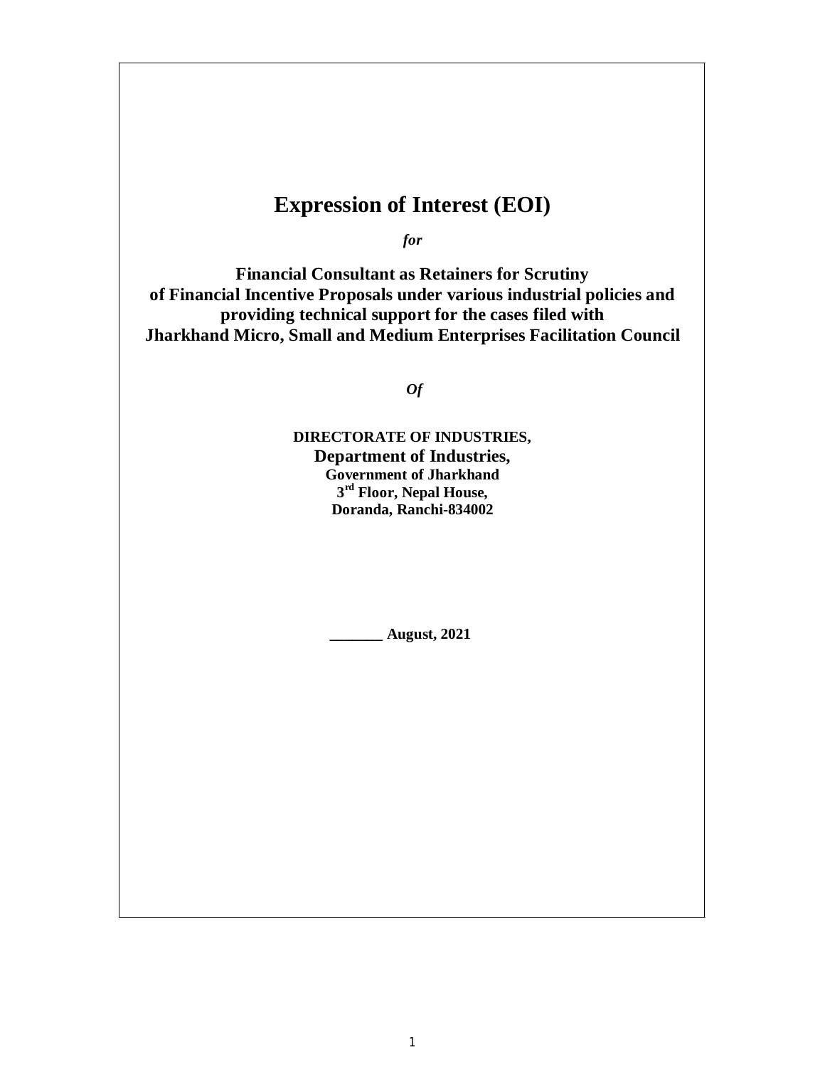# Expression of Interest (EOI)

***for***

**Financial Consultant as Retainers for Scrutiny of Financial Incentive Proposals under various industrial policies and providing technical support for the cases filed with Jharkhand Micro, Small and Medium Enterprises Facilitation Council**

***Of***

**DIRECTORATE OF INDUSTRIES,**
**Department of Industries,**
**Government of Jharkhand**
**3rd Floor, Nepal House,**
**Doranda, Ranchi-834002**

**_______ August, 2021**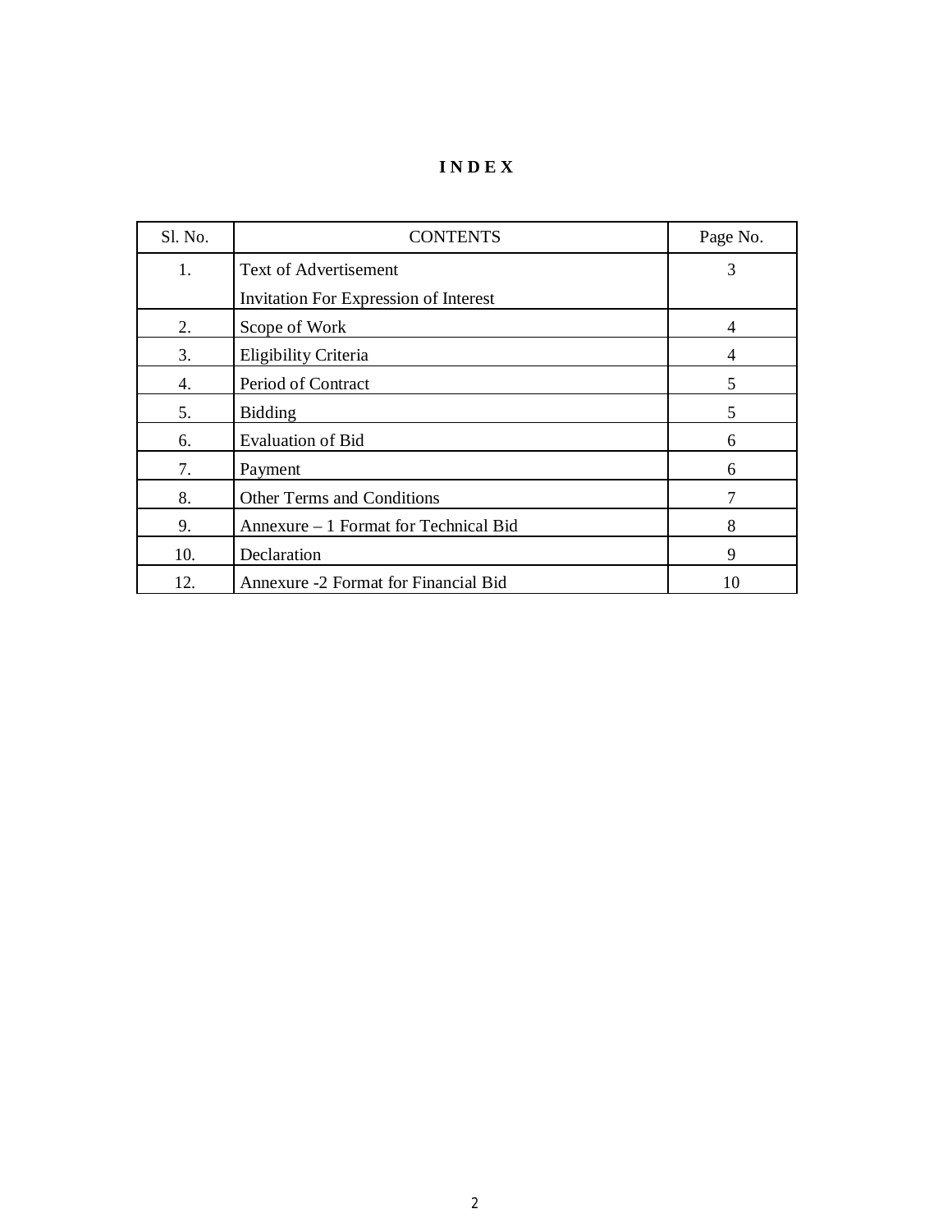# I N D E X

| Sl. No. | CONTENTS | Page No. |
|---|---|---|
| 1. | Text of Advertisement<br>Invitation For Expression of Interest | 3 |
| 2. | Scope of Work | 4 |
| 3. | Eligibility Criteria | 4 |
| 4. | Period of Contract | 5 |
| 5. | Bidding | 5 |
| 6. | Evaluation of Bid | 6 |
| 7. | Payment | 6 |
| 8. | Other Terms and Conditions | 7 |
| 9. | Annexure – 1 Format for Technical Bid | 8 |
| 10. | Declaration | 9 |
| 12. | Annexure -2 Format for Financial Bid | 10 |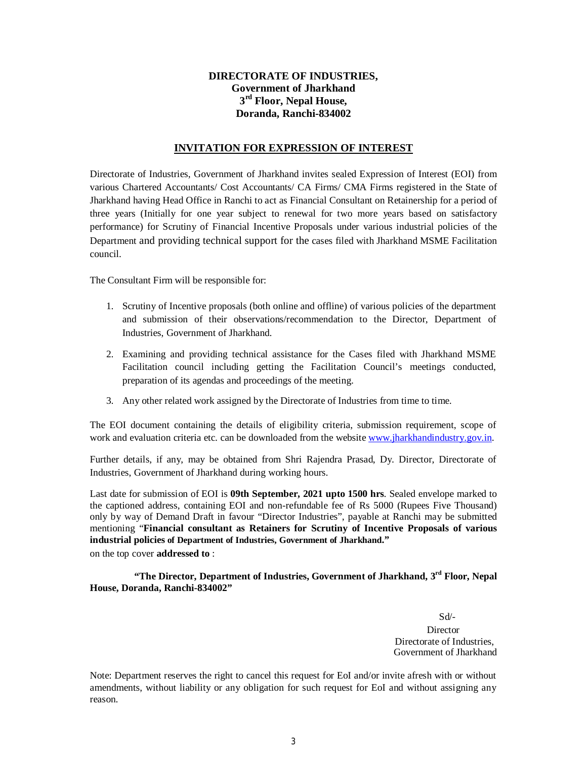**DIRECTORATE OF INDUSTRIES,**
**Government of Jharkhand**
**3rd Floor, Nepal House,**
**Doranda, Ranchi-834002**

## INVITATION FOR EXPRESSION OF INTEREST

Directorate of Industries, Government of Jharkhand invites sealed Expression of Interest (EOI) from various Chartered Accountants/ Cost Accountants/ CA Firms/ CMA Firms registered in the State of Jharkhand having Head Office in Ranchi to act as Financial Consultant on Retainership for a period of three years (Initially for one year subject to renewal for two more years based on satisfactory performance) for Scrutiny of Financial Incentive Proposals under various industrial policies of the Department and providing technical support for the cases filed with Jharkhand MSME Facilitation council.

The Consultant Firm will be responsible for:

1. Scrutiny of Incentive proposals (both online and offline) of various policies of the department and submission of their observations/recommendation to the Director, Department of Industries, Government of Jharkhand.
2. Examining and providing technical assistance for the Cases filed with Jharkhand MSME Facilitation council including getting the Facilitation Council's meetings conducted, preparation of its agendas and proceedings of the meeting.
3. Any other related work assigned by the Directorate of Industries from time to time.

The EOI document containing the details of eligibility criteria, submission requirement, scope of work and evaluation criteria etc. can be downloaded from the website www.jharkhandindustry.gov.in.

Further details, if any, may be obtained from Shri Rajendra Prasad, Dy. Director, Directorate of Industries, Government of Jharkhand during working hours.

Last date for submission of EOI is **09th September, 2021 upto 1500 hrs**. Sealed envelope marked to the captioned address, containing EOI and non-refundable fee of Rs 5000 (Rupees Five Thousand) only by way of Demand Draft in favour "Director Industries", payable at Ranchi may be submitted mentioning "**Financial consultant as Retainers for Scrutiny of Incentive Proposals of various industrial policies of Department of Industries, Government of Jharkhand.**"
on the top cover **addressed to** :

**"The Director, Department of Industries, Government of Jharkhand, 3rd Floor, Nepal House, Doranda, Ranchi-834002"**

Sd/-
Director
Directorate of Industries,
Government of Jharkhand

Note: Department reserves the right to cancel this request for EoI and/or invite afresh with or without amendments, without liability or any obligation for such request for EoI and without assigning any reason.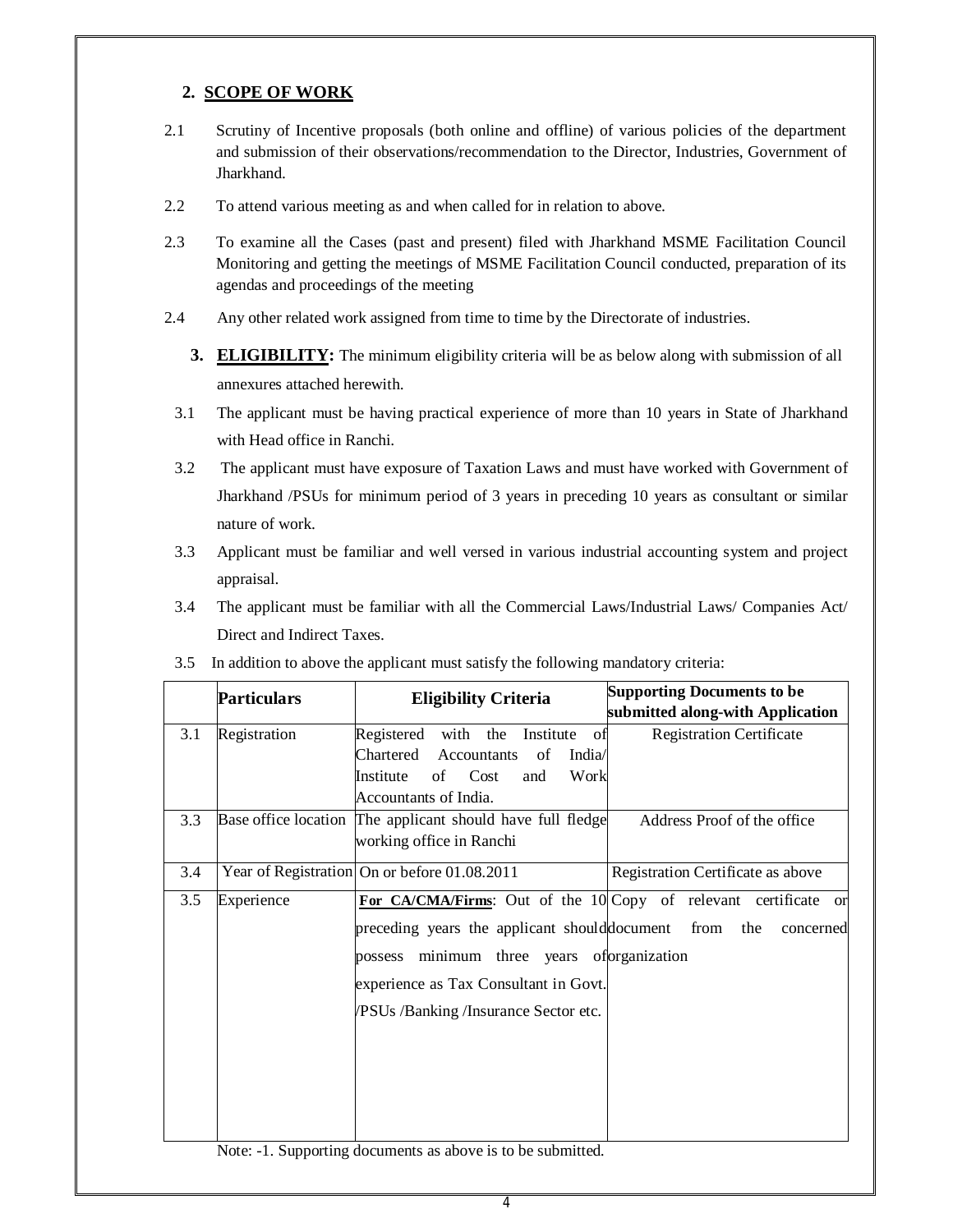## 2. SCOPE OF WORK

2.1 Scrutiny of Incentive proposals (both online and offline) of various policies of the department and submission of their observations/recommendation to the Director, Industries, Government of Jharkhand.

2.2 To attend various meeting as and when called for in relation to above.

2.3 To examine all the Cases (past and present) filed with Jharkhand MSME Facilitation Council Monitoring and getting the meetings of MSME Facilitation Council conducted, preparation of its agendas and proceedings of the meeting

2.4 Any other related work assigned from time to time by the Directorate of industries.

## 3. ELIGIBILITY:

The minimum eligibility criteria will be as below along with submission of all annexures attached herewith.

3.1 The applicant must be having practical experience of more than 10 years in State of Jharkhand with Head office in Ranchi.

3.2 The applicant must have exposure of Taxation Laws and must have worked with Government of Jharkhand /PSUs for minimum period of 3 years in preceding 10 years as consultant or similar nature of work.

3.3 Applicant must be familiar and well versed in various industrial accounting system and project appraisal.

3.4 The applicant must be familiar with all the Commercial Laws/Industrial Laws/ Companies Act/ Direct and Indirect Taxes.

3.5 In addition to above the applicant must satisfy the following mandatory criteria:

| | Particulars | Eligibility Criteria | Supporting Documents to be submitted along-with Application |
|---|---|---|---|
| 3.1 | Registration | Registered with the Institute of Chartered Accountants of India/ Institute of Cost and Work Accountants of India. | Registration Certificate |
| 3.3 | Base office location | The applicant should have full fledge working office in Ranchi | Address Proof of the office |
| 3.4 | Year of Registration | On or before 01.08.2011 | Registration Certificate as above |
| 3.5 | Experience | **For CA/CMA/Firms**: Out of the 10 preceding years the applicant should possess minimum three years of experience as Tax Consultant in Govt. /PSUs /Banking /Insurance Sector etc. | Copy of relevant certificate or document from the concerned organization |

Note: -1. Supporting documents as above is to be submitted.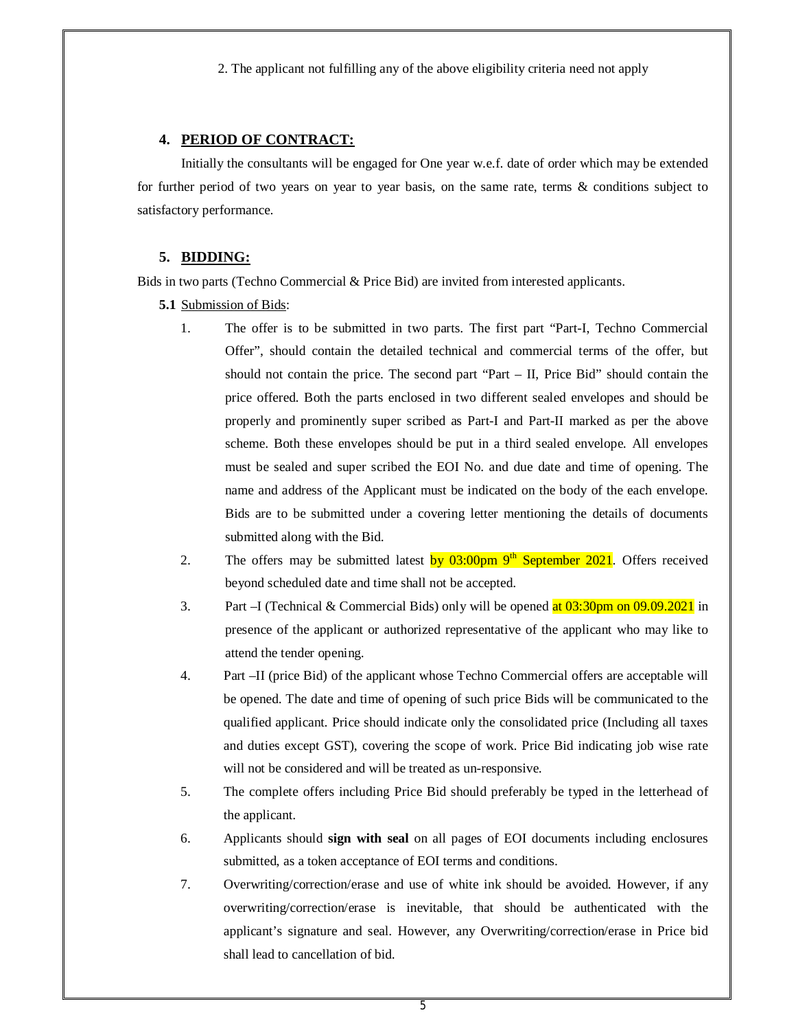2. The applicant not fulfilling any of the above eligibility criteria need not apply

## 4. PERIOD OF CONTRACT:

Initially the consultants will be engaged for One year w.e.f. date of order which may be extended for further period of two years on year to year basis, on the same rate, terms & conditions subject to satisfactory performance.

## 5. BIDDING:

Bids in two parts (Techno Commercial & Price Bid) are invited from interested applicants.

**5.1** Submission of Bids:

1. The offer is to be submitted in two parts. The first part "Part-I, Techno Commercial Offer", should contain the detailed technical and commercial terms of the offer, but should not contain the price. The second part "Part – II, Price Bid" should contain the price offered. Both the parts enclosed in two different sealed envelopes and should be properly and prominently super scribed as Part-I and Part-II marked as per the above scheme. Both these envelopes should be put in a third sealed envelope. All envelopes must be sealed and super scribed the EOI No. and due date and time of opening. The name and address of the Applicant must be indicated on the body of the each envelope. Bids are to be submitted under a covering letter mentioning the details of documents submitted along with the Bid.
2. The offers may be submitted latest by 03:00pm 9th September 2021. Offers received beyond scheduled date and time shall not be accepted.
3. Part –I (Technical & Commercial Bids) only will be opened at 03:30pm on 09.09.2021 in presence of the applicant or authorized representative of the applicant who may like to attend the tender opening.
4. Part –II (price Bid) of the applicant whose Techno Commercial offers are acceptable will be opened. The date and time of opening of such price Bids will be communicated to the qualified applicant. Price should indicate only the consolidated price (Including all taxes and duties except GST), covering the scope of work. Price Bid indicating job wise rate will not be considered and will be treated as un-responsive.
5. The complete offers including Price Bid should preferably be typed in the letterhead of the applicant.
6. Applicants should **sign with seal** on all pages of EOI documents including enclosures submitted, as a token acceptance of EOI terms and conditions.
7. Overwriting/correction/erase and use of white ink should be avoided. However, if any overwriting/correction/erase is inevitable, that should be authenticated with the applicant's signature and seal. However, any Overwriting/correction/erase in Price bid shall lead to cancellation of bid.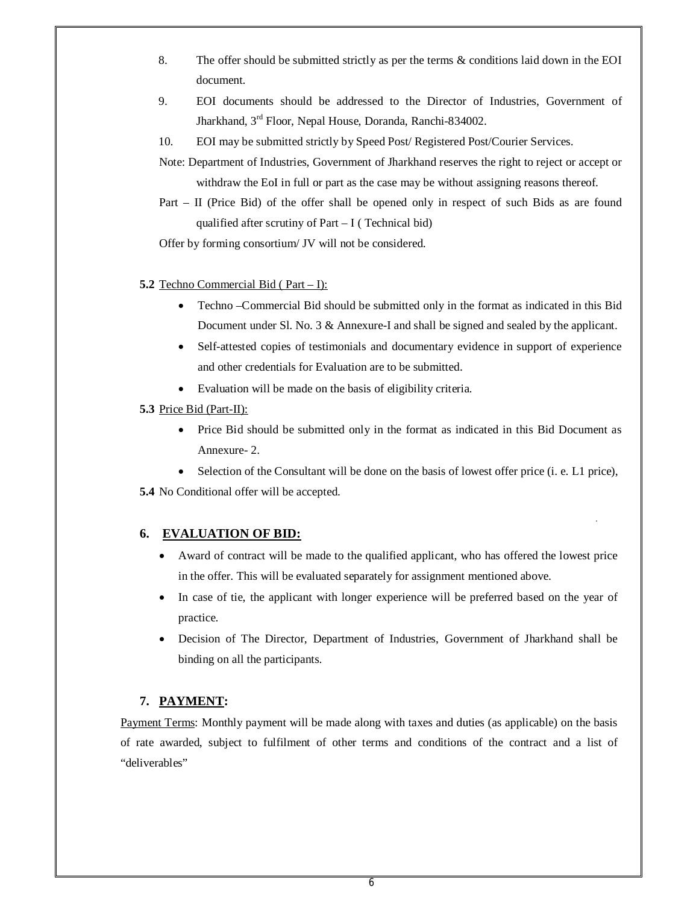8. The offer should be submitted strictly as per the terms & conditions laid down in the EOI document.
9. EOI documents should be addressed to the Director of Industries, Government of Jharkhand, 3rd Floor, Nepal House, Doranda, Ranchi-834002.
10. EOI may be submitted strictly by Speed Post/ Registered Post/Courier Services.

Note: Department of Industries, Government of Jharkhand reserves the right to reject or accept or withdraw the EoI in full or part as the case may be without assigning reasons thereof.

Part – II (Price Bid) of the offer shall be opened only in respect of such Bids as are found qualified after scrutiny of Part – I ( Technical bid)

Offer by forming consortium/ JV will not be considered.

**5.2** Techno Commercial Bid ( Part – I):

- Techno –Commercial Bid should be submitted only in the format as indicated in this Bid Document under Sl. No. 3 & Annexure-I and shall be signed and sealed by the applicant.
- Self-attested copies of testimonials and documentary evidence in support of experience and other credentials for Evaluation are to be submitted.
- Evaluation will be made on the basis of eligibility criteria.

**5.3** Price Bid (Part-II):

- Price Bid should be submitted only in the format as indicated in this Bid Document as Annexure- 2.
- Selection of the Consultant will be done on the basis of lowest offer price (i. e. L1 price),

**5.4** No Conditional offer will be accepted.

## 6. EVALUATION OF BID:

- Award of contract will be made to the qualified applicant, who has offered the lowest price in the offer. This will be evaluated separately for assignment mentioned above.
- In case of tie, the applicant with longer experience will be preferred based on the year of practice.
- Decision of The Director, Department of Industries, Government of Jharkhand shall be binding on all the participants.

## 7. PAYMENT:

Payment Terms: Monthly payment will be made along with taxes and duties (as applicable) on the basis of rate awarded, subject to fulfilment of other terms and conditions of the contract and a list of "deliverables"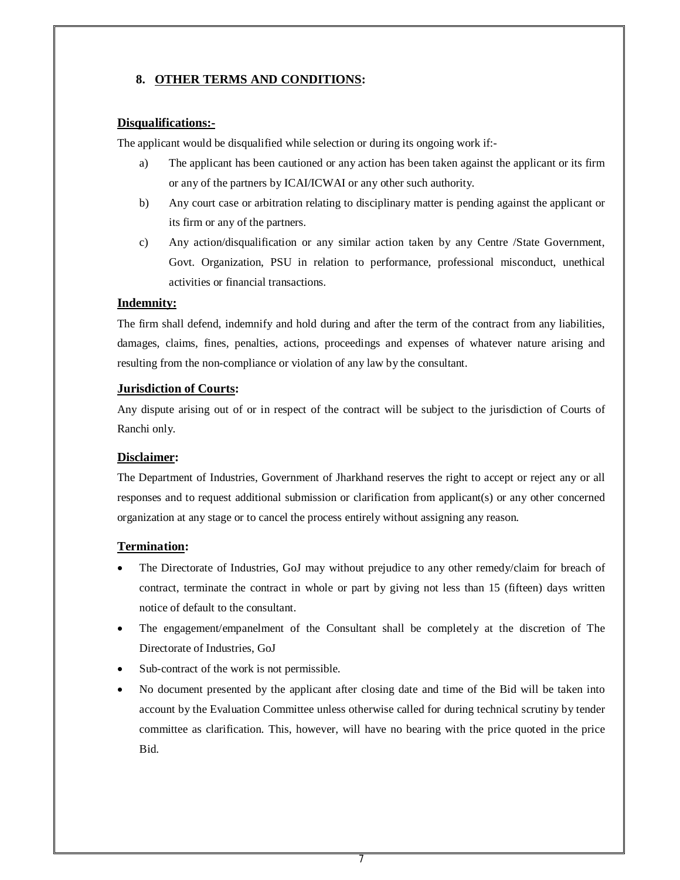## 8. <u>OTHER TERMS AND CONDITIONS</u>:

**<u>Disqualifications:-</u>**

The applicant would be disqualified while selection or during its ongoing work if:-

a) The applicant has been cautioned or any action has been taken against the applicant or its firm or any of the partners by ICAI/ICWAI or any other such authority.

b) Any court case or arbitration relating to disciplinary matter is pending against the applicant or its firm or any of the partners.

c) Any action/disqualification or any similar action taken by any Centre /State Government, Govt. Organization, PSU in relation to performance, professional misconduct, unethical activities or financial transactions.

**<u>Indemnity:</u>**

The firm shall defend, indemnify and hold during and after the term of the contract from any liabilities, damages, claims, fines, penalties, actions, proceedings and expenses of whatever nature arising and resulting from the non-compliance or violation of any law by the consultant.

**<u>Jurisdiction of Courts</u>:**

Any dispute arising out of or in respect of the contract will be subject to the jurisdiction of Courts of Ranchi only.

**<u>Disclaimer</u>:**

The Department of Industries, Government of Jharkhand reserves the right to accept or reject any or all responses and to request additional submission or clarification from applicant(s) or any other concerned organization at any stage or to cancel the process entirely without assigning any reason.

**<u>Termination</u>:**

- The Directorate of Industries, GoJ may without prejudice to any other remedy/claim for breach of contract, terminate the contract in whole or part by giving not less than 15 (fifteen) days written notice of default to the consultant.
- The engagement/empanelment of the Consultant shall be completely at the discretion of The Directorate of Industries, GoJ
- Sub-contract of the work is not permissible.
- No document presented by the applicant after closing date and time of the Bid will be taken into account by the Evaluation Committee unless otherwise called for during technical scrutiny by tender committee as clarification. This, however, will have no bearing with the price quoted in the price Bid.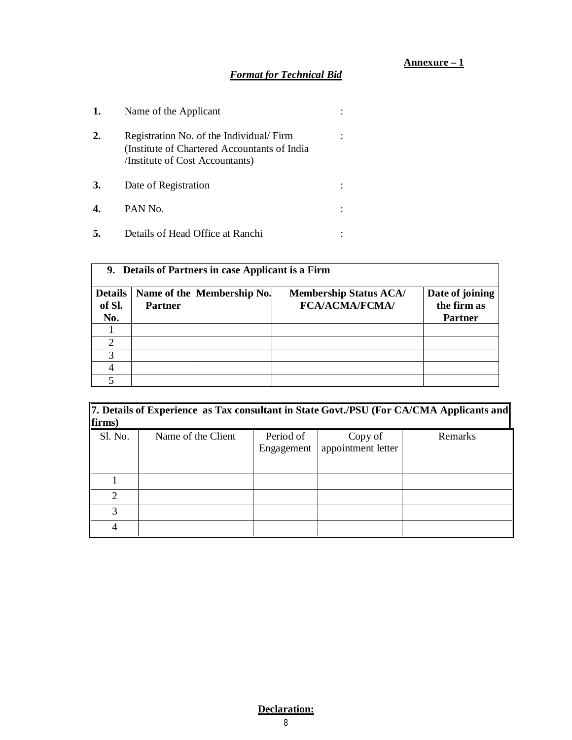**Annexure – 1**

***Format for Technical Bid***

| | | |
|---|---|---|
| **1.** | Name of the Applicant | : |
| **2.** | Registration No. of the Individual/ Firm (Institute of Chartered Accountants of India /Institute of Cost Accountants) | : |
| **3.** | Date of Registration | : |
| **4.** | PAN No. | : |
| **5.** | Details of Head Office at Ranchi | : |

**9. Details of Partners in case Applicant is a Firm**

| Details of Sl. No. | Name of the Partner | Membership No. | Membership Status ACA/ FCA/ACMA/FCMA/ | Date of joining the firm as Partner |
|---|---|---|---|---|
| 1 | | | | |
| 2 | | | | |
| 3 | | | | |
| 4 | | | | |
| 5 | | | | |

**7. Details of Experience as Tax consultant in State Govt./PSU (For CA/CMA Applicants and firms)**

| Sl. No. | Name of the Client | Period of Engagement | Copy of appointment letter | Remarks |
|---|---|---|---|---|
| 1 | | | | |
| 2 | | | | |
| 3 | | | | |
| 4 | | | | |

**Declaration:**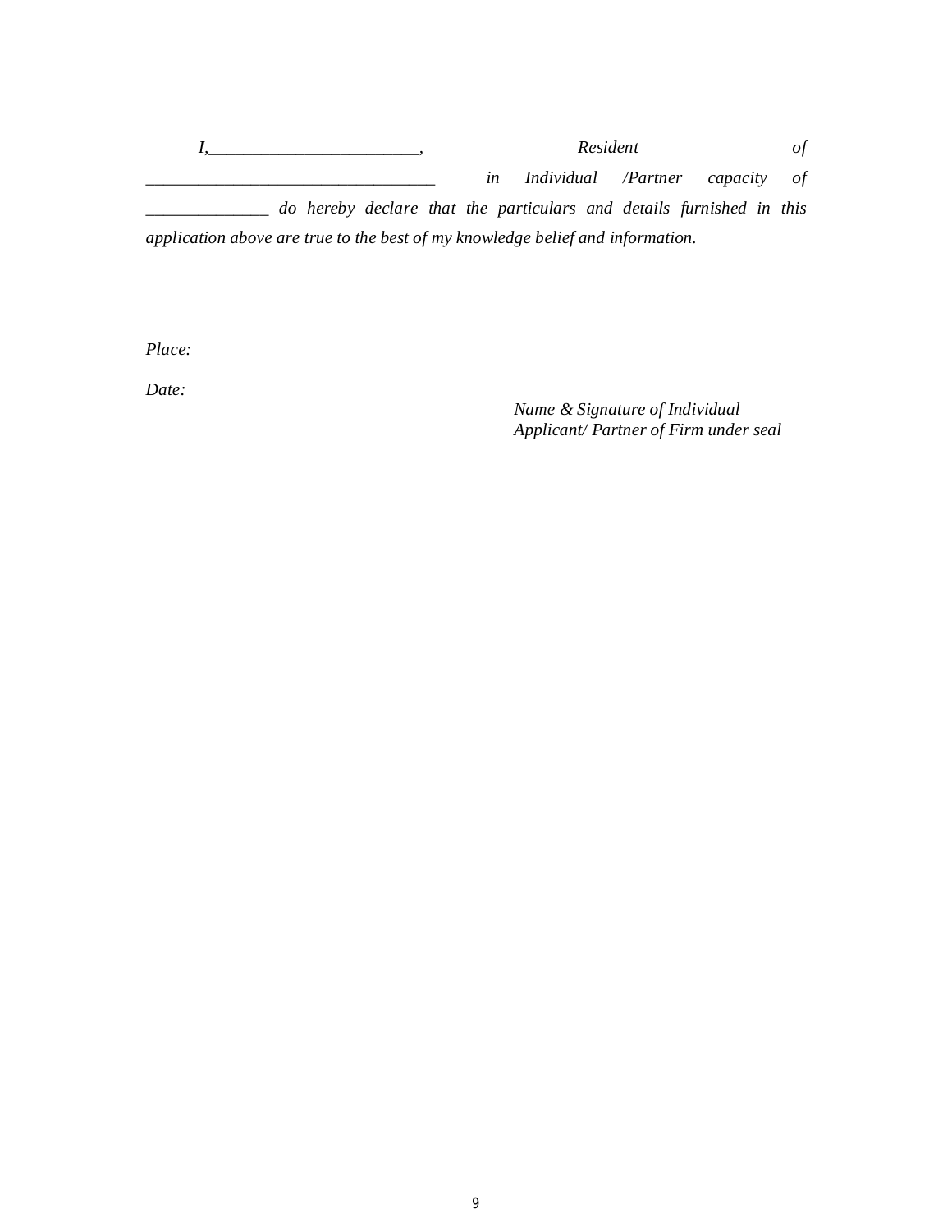*I,________________________, Resident of _________________________________ in Individual /Partner capacity of ______________ do hereby declare that the particulars and details furnished in this application above are true to the best of my knowledge belief and information.*

*Place:*

*Date:*

*Name & Signature of Individual*
*Applicant/ Partner of Firm under seal*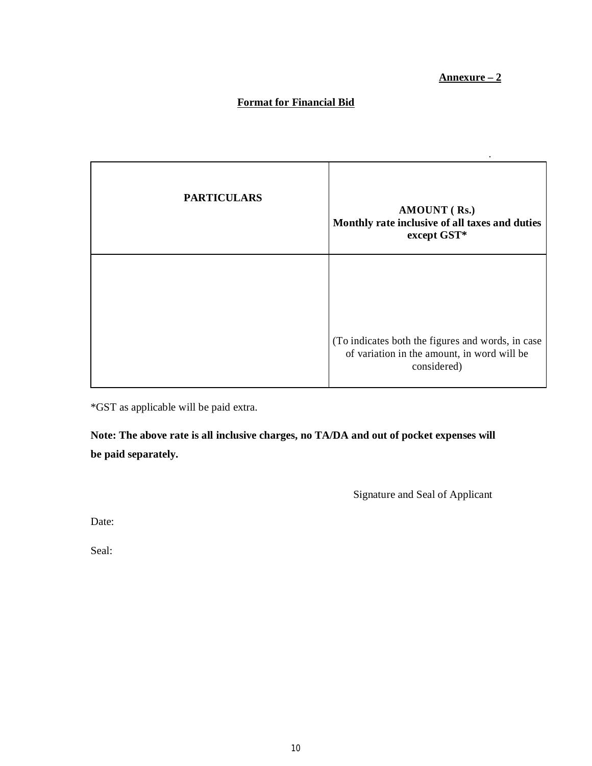**Annexure – 2**

**Format for Financial Bid**

| **PARTICULARS** | **AMOUNT ( Rs.) Monthly rate inclusive of all taxes and duties except GST*** |
|---|---|
| | (To indicates both the figures and words, in case of variation in the amount, in word will be considered) |

*GST as applicable will be paid extra.

**Note: The above rate is all inclusive charges, no TA/DA and out of pocket expenses will be paid separately.**

Signature and Seal of Applicant

Date:

Seal: